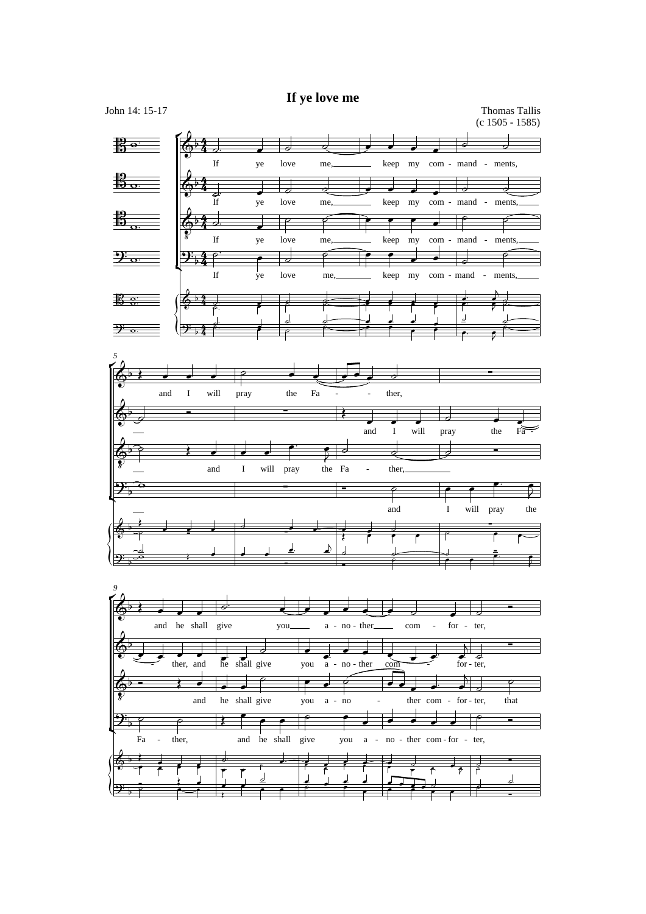# If ye love me

John 14: 15-17

Thomas Tallis
(c 1505 - 1585)

If ye love me, keep my com - mand - ments,

and I will pray the Fa - ther,

and I will pray the Fa - ther, and he shall give you a - no - ther com - for - ter,

and he shall give you a - no - ther com - for - ter,

and he shall give you a - no - ther com - for - ter, that

and I will pray the Fa - ther, and he shall give you a - no - ther com - for - ter,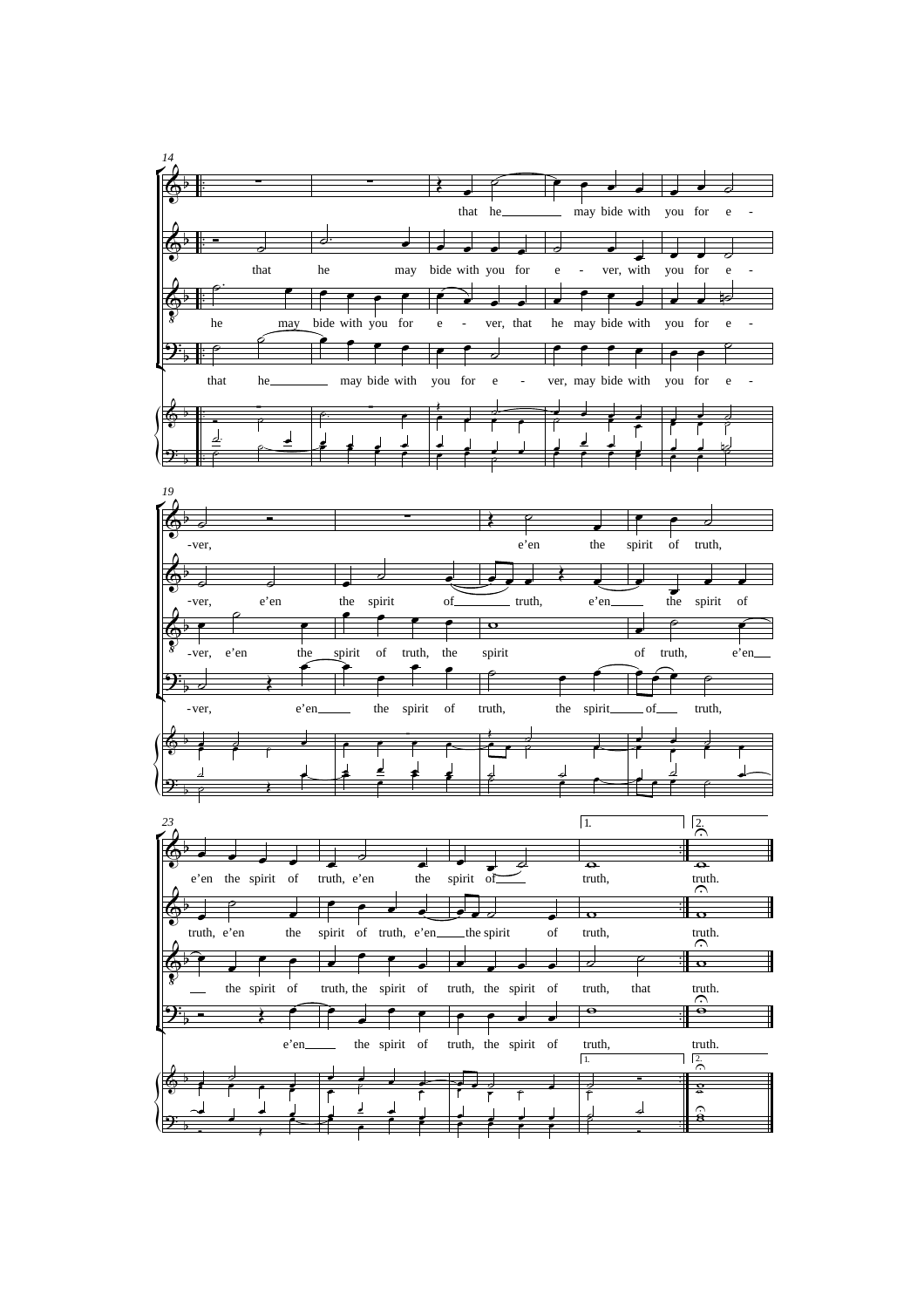14

that he may bide with you for e - ver,

that he may bide with you for e - ver, with you for e - ver,

he may bide with you for e - ver, that he may bide with you for e - ver,

that he may bide with you for e - ver, may bide with you for e - ver,

19

e'en the spirit of truth,

e'en the spirit of truth, e'en the spirit of

e'en the spirit of truth, the spirit of truth, e'en

e'en the spirit of truth, the spirit of truth,

23

e'en the spirit of truth, e'en the spirit of truth, truth.

truth, e'en the spirit of truth, e'en the spirit of truth, truth.

the spirit of truth, the spirit of truth, the spirit of truth, that truth.

e'en the spirit of truth, the spirit of truth, truth.

1. 2.